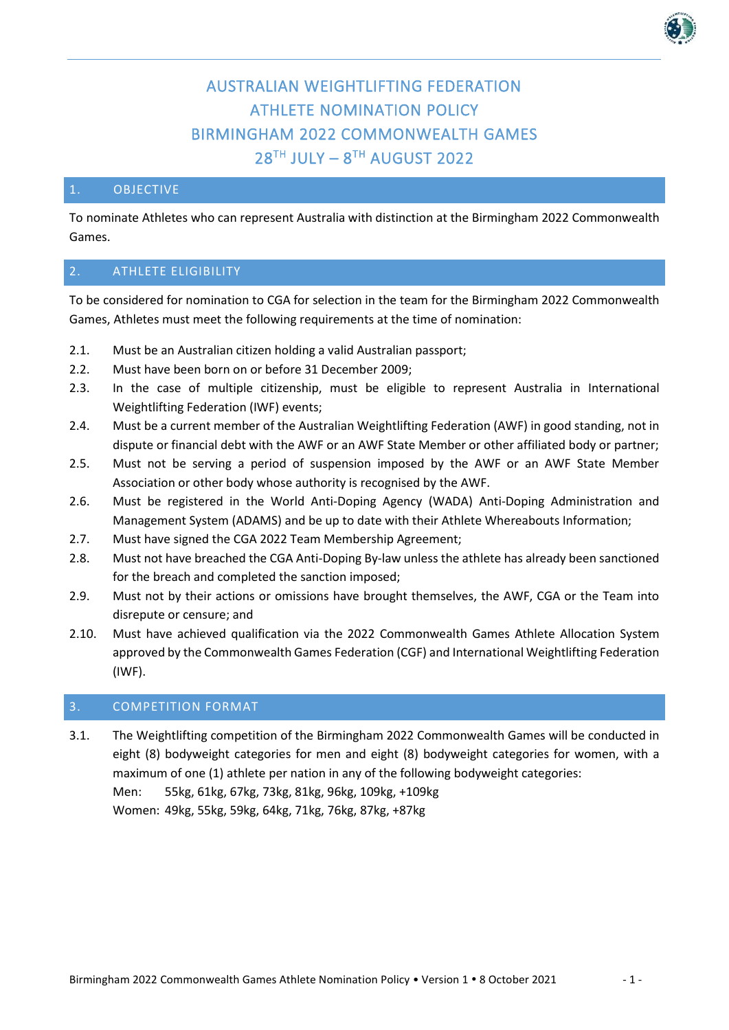# AUSTRALIAN WEIGHTLIFTING FEDERATION
# ATHLETE NOMINATION POLICY
# BIRMINGHAM 2022 COMMONWEALTH GAMES
# 28TH JULY – 8TH AUGUST 2022

## 1. OBJECTIVE

To nominate Athletes who can represent Australia with distinction at the Birmingham 2022 Commonwealth Games.

## 2. ATHLETE ELIGIBILITY

To be considered for nomination to CGA for selection in the team for the Birmingham 2022 Commonwealth Games, Athletes must meet the following requirements at the time of nomination:

- 2.1. Must be an Australian citizen holding a valid Australian passport;
- 2.2. Must have been born on or before 31 December 2009;
- 2.3. In the case of multiple citizenship, must be eligible to represent Australia in International Weightlifting Federation (IWF) events;
- 2.4. Must be a current member of the Australian Weightlifting Federation (AWF) in good standing, not in dispute or financial debt with the AWF or an AWF State Member or other affiliated body or partner;
- 2.5. Must not be serving a period of suspension imposed by the AWF or an AWF State Member Association or other body whose authority is recognised by the AWF.
- 2.6. Must be registered in the World Anti-Doping Agency (WADA) Anti-Doping Administration and Management System (ADAMS) and be up to date with their Athlete Whereabouts Information;
- 2.7. Must have signed the CGA 2022 Team Membership Agreement;
- 2.8. Must not have breached the CGA Anti-Doping By-law unless the athlete has already been sanctioned for the breach and completed the sanction imposed;
- 2.9. Must not by their actions or omissions have brought themselves, the AWF, CGA or the Team into disrepute or censure; and
- 2.10. Must have achieved qualification via the 2022 Commonwealth Games Athlete Allocation System approved by the Commonwealth Games Federation (CGF) and International Weightlifting Federation (IWF).

## 3. COMPETITION FORMAT

- 3.1. The Weightlifting competition of the Birmingham 2022 Commonwealth Games will be conducted in eight (8) bodyweight categories for men and eight (8) bodyweight categories for women, with a maximum of one (1) athlete per nation in any of the following bodyweight categories:
  Men: 55kg, 61kg, 67kg, 73kg, 81kg, 96kg, 109kg, +109kg
  Women: 49kg, 55kg, 59kg, 64kg, 71kg, 76kg, 87kg, +87kg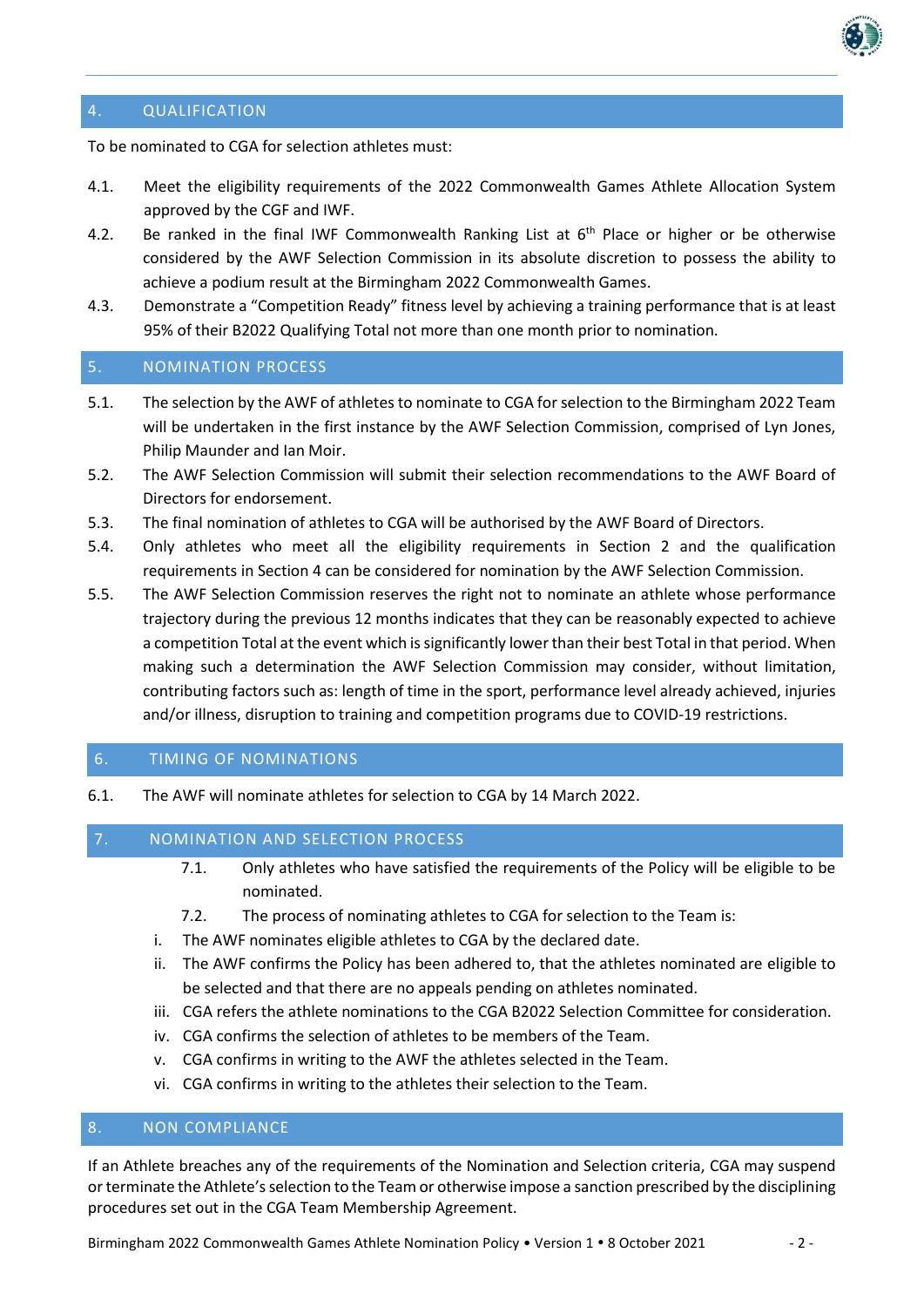## 4. QUALIFICATION

To be nominated to CGA for selection athletes must:

4.1. Meet the eligibility requirements of the 2022 Commonwealth Games Athlete Allocation System approved by the CGF and IWF.

4.2. Be ranked in the final IWF Commonwealth Ranking List at 6th Place or higher or be otherwise considered by the AWF Selection Commission in its absolute discretion to possess the ability to achieve a podium result at the Birmingham 2022 Commonwealth Games.

4.3. Demonstrate a "Competition Ready" fitness level by achieving a training performance that is at least 95% of their B2022 Qualifying Total not more than one month prior to nomination.

## 5. NOMINATION PROCESS

5.1. The selection by the AWF of athletes to nominate to CGA for selection to the Birmingham 2022 Team will be undertaken in the first instance by the AWF Selection Commission, comprised of Lyn Jones, Philip Maunder and Ian Moir.

5.2. The AWF Selection Commission will submit their selection recommendations to the AWF Board of Directors for endorsement.

5.3. The final nomination of athletes to CGA will be authorised by the AWF Board of Directors.

5.4. Only athletes who meet all the eligibility requirements in Section 2 and the qualification requirements in Section 4 can be considered for nomination by the AWF Selection Commission.

5.5. The AWF Selection Commission reserves the right not to nominate an athlete whose performance trajectory during the previous 12 months indicates that they can be reasonably expected to achieve a competition Total at the event which is significantly lower than their best Total in that period. When making such a determination the AWF Selection Commission may consider, without limitation, contributing factors such as: length of time in the sport, performance level already achieved, injuries and/or illness, disruption to training and competition programs due to COVID-19 restrictions.

## 6. TIMING OF NOMINATIONS

6.1. The AWF will nominate athletes for selection to CGA by 14 March 2022.

## 7. NOMINATION AND SELECTION PROCESS

7.1. Only athletes who have satisfied the requirements of the Policy will be eligible to be nominated.

7.2. The process of nominating athletes to CGA for selection to the Team is:

i. The AWF nominates eligible athletes to CGA by the declared date.

ii. The AWF confirms the Policy has been adhered to, that the athletes nominated are eligible to be selected and that there are no appeals pending on athletes nominated.

iii. CGA refers the athlete nominations to the CGA B2022 Selection Committee for consideration.

iv. CGA confirms the selection of athletes to be members of the Team.

v. CGA confirms in writing to the AWF the athletes selected in the Team.

vi. CGA confirms in writing to the athletes their selection to the Team.

## 8. NON COMPLIANCE

If an Athlete breaches any of the requirements of the Nomination and Selection criteria, CGA may suspend or terminate the Athlete's selection to the Team or otherwise impose a sanction prescribed by the disciplining procedures set out in the CGA Team Membership Agreement.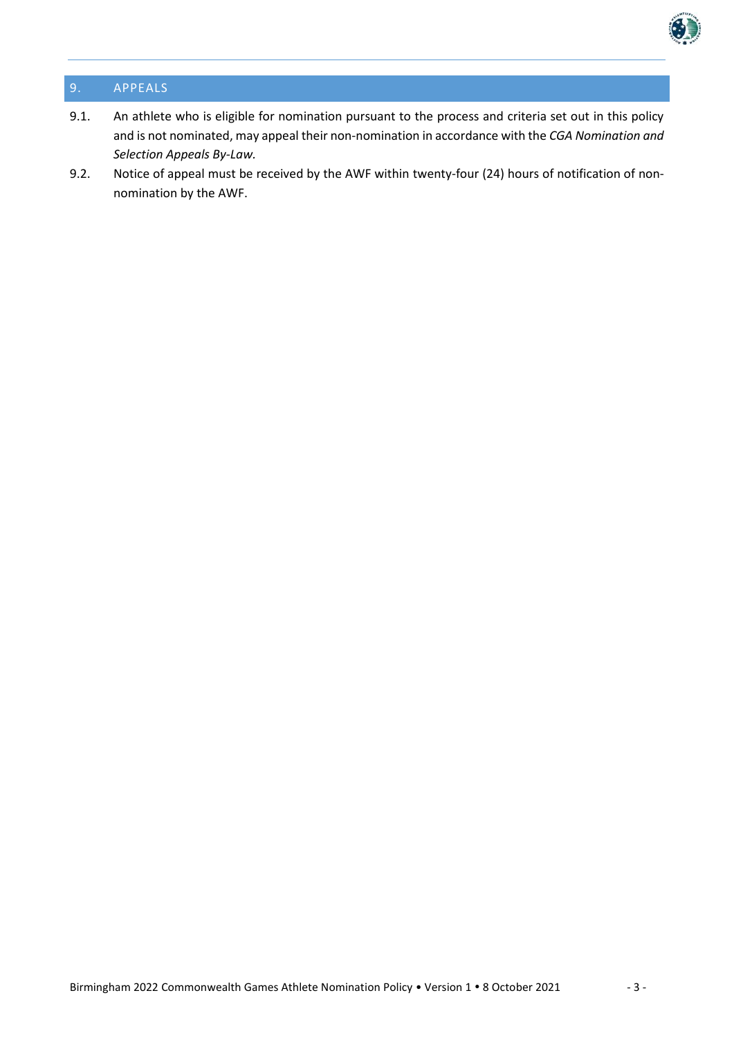## 9. APPEALS

9.1. An athlete who is eligible for nomination pursuant to the process and criteria set out in this policy and is not nominated, may appeal their non-nomination in accordance with the *CGA Nomination and Selection Appeals By-Law*.

9.2. Notice of appeal must be received by the AWF within twenty-four (24) hours of notification of non-nomination by the AWF.